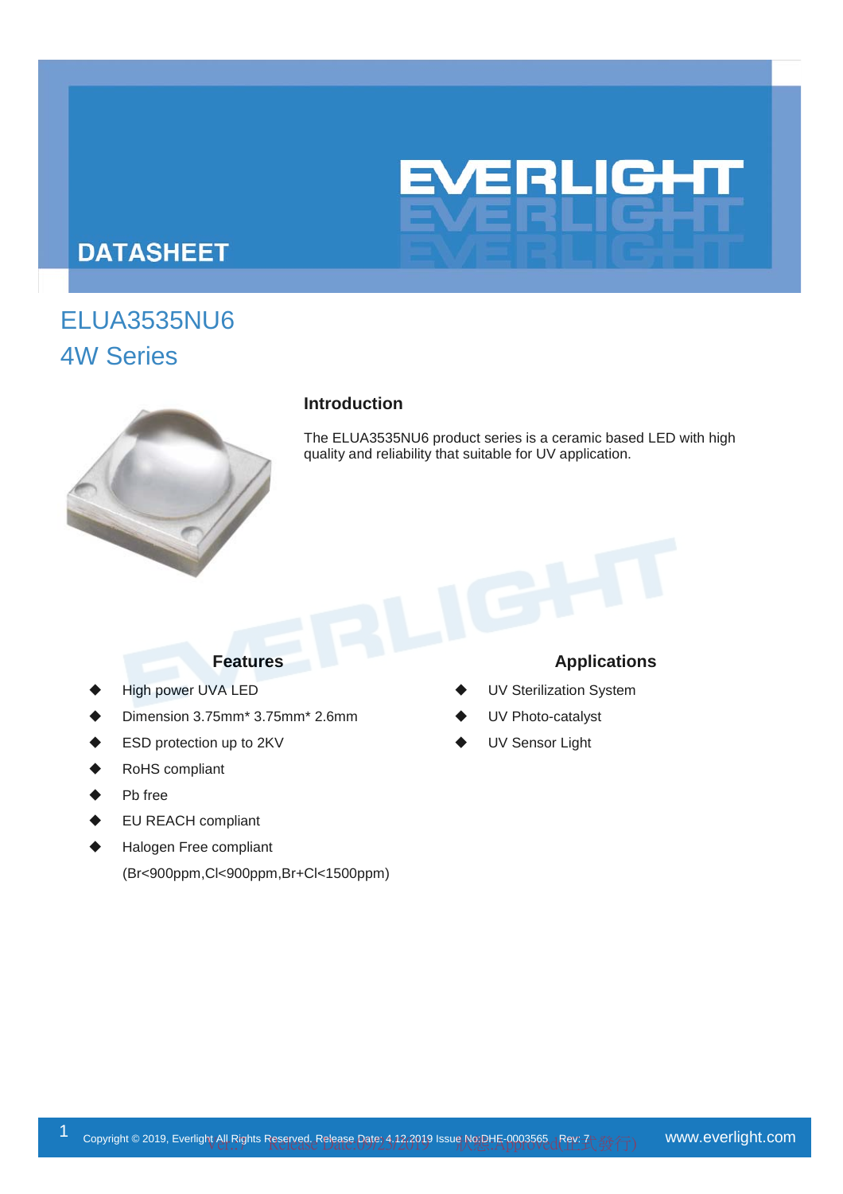# DATASHEET

## ELUA3535NU6
## 4W Series

### Introduction

The ELUA3535NU6 product series is a ceramic based LED with high quality and reliability that suitable for UV application.

### Features

- High power UVA LED
- Dimension 3.75mm* 3.75mm* 2.6mm
- ESD protection up to 2KV
- RoHS compliant
- Pb free
- EU REACH compliant
- Halogen Free compliant
  (Br<900ppm,Cl<900ppm,Br+Cl<1500ppm)

### Applications

- UV Sterilization System
- UV Photo-catalyst
- UV Sensor Light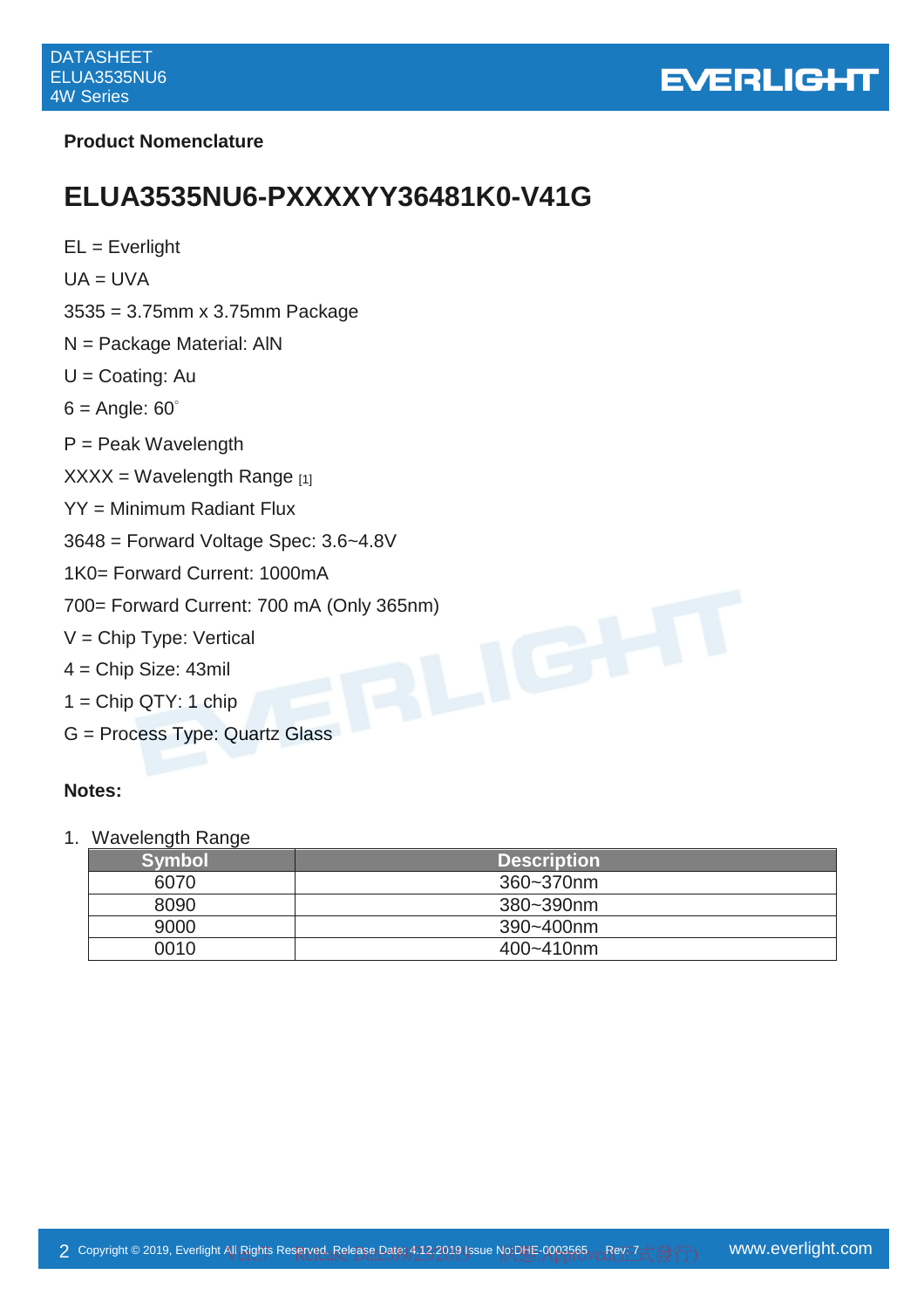## Product Nomenclature

# ELUA3535NU6-PXXXXYY36481K0-V41G

EL = Everlight

UA = UVA

3535 = 3.75mm x 3.75mm Package

N = Package Material: AlN

U = Coating: Au

6 = Angle: 60°

P = Peak Wavelength

XXXX = Wavelength Range [1]

YY = Minimum Radiant Flux

3648 = Forward Voltage Spec: 3.6~4.8V

1K0= Forward Current: 1000mA

700= Forward Current: 700 mA (Only 365nm)

V = Chip Type: Vertical

4 = Chip Size: 43mil

1 = Chip QTY: 1 chip

G = Process Type: Quartz Glass

**Notes:**

1. Wavelength Range

| Symbol | Description |
|---|---|
| 6070 | 360~370nm |
| 8090 | 380~390nm |
| 9000 | 390~400nm |
| 0010 | 400~410nm |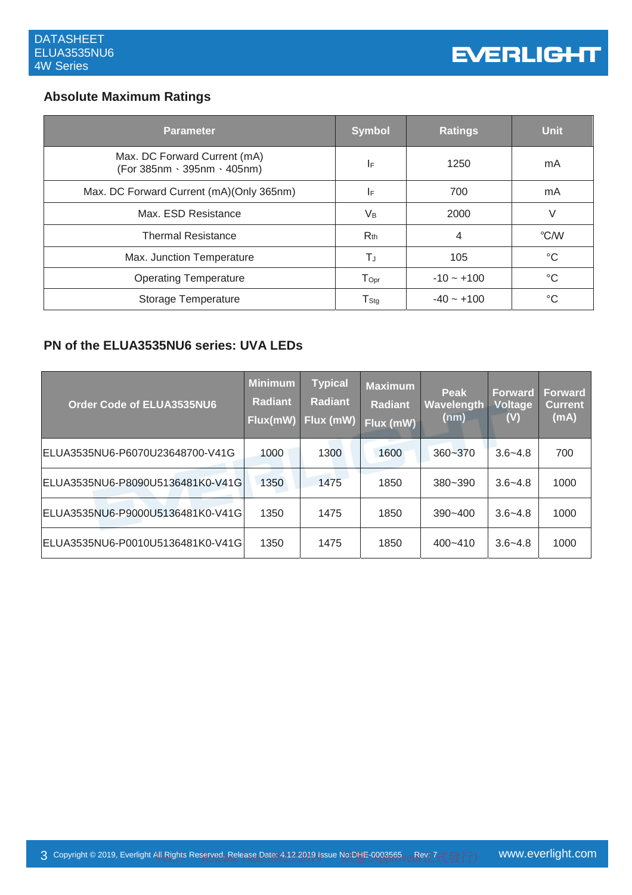## Absolute Maximum Ratings

| Parameter | Symbol | Ratings | Unit |
|---|---|---|---|
| Max. DC Forward Current (mA) (For 385nm、395nm、405nm) | $I_F$ | 1250 | mA |
| Max. DC Forward Current (mA)(Only 365nm) | $I_F$ | 700 | mA |
| Max. ESD Resistance | $V_B$ | 2000 | V |
| Thermal Resistance | $R_{th}$ | 4 | ℃/W |
| Max. Junction Temperature | $T_J$ | 105 | °C |
| Operating Temperature | $T_{Opr}$ | -10 ~ +100 | °C |
| Storage Temperature | $T_{Stg}$ | -40 ~ +100 | °C |

## PN of the ELUA3535NU6 series: UVA LEDs

| Order Code of ELUA3535NU6 | Minimum Radiant Flux(mW) | Typical Radiant Flux (mW) | Maximum Radiant Flux (mW) | Peak Wavelength (nm) | Forward Voltage (V) | Forward Current (mA) |
|---|---|---|---|---|---|---|
| ELUA3535NU6-P6070U23648700-V41G | 1000 | 1300 | 1600 | 360~370 | 3.6~4.8 | 700 |
| ELUA3535NU6-P8090U5136481K0-V41G | 1350 | 1475 | 1850 | 380~390 | 3.6~4.8 | 1000 |
| ELUA3535NU6-P9000U5136481K0-V41G | 1350 | 1475 | 1850 | 390~400 | 3.6~4.8 | 1000 |
| ELUA3535NU6-P0010U5136481K0-V41G | 1350 | 1475 | 1850 | 400~410 | 3.6~4.8 | 1000 |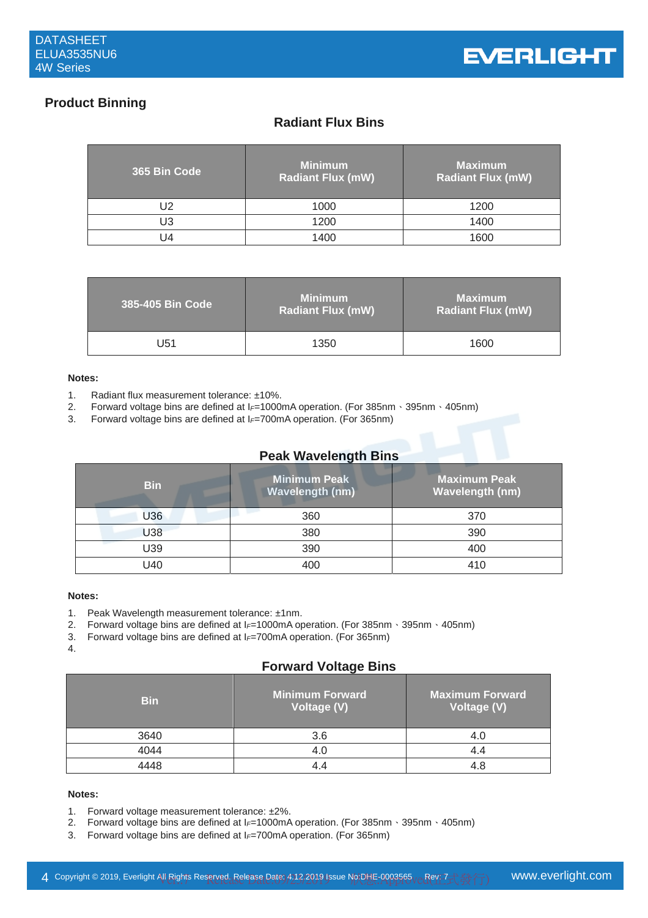## Product Binning

### Radiant Flux Bins

| 365 Bin Code | Minimum Radiant Flux (mW) | Maximum Radiant Flux (mW) |
|---|---|---|
| U2 | 1000 | 1200 |
| U3 | 1200 | 1400 |
| U4 | 1400 | 1600 |

| 385-405 Bin Code | Minimum Radiant Flux (mW) | Maximum Radiant Flux (mW) |
|---|---|---|
| U51 | 1350 | 1600 |

**Notes:**

1. Radiant flux measurement tolerance: ±10%.
2. Forward voltage bins are defined at $I_F$=1000mA operation. (For 385nm、395nm、405nm)
3. Forward voltage bins are defined at $I_F$=700mA operation. (For 365nm)

### Peak Wavelength Bins

| Bin | Minimum Peak Wavelength (nm) | Maximum Peak Wavelength (nm) |
|---|---|---|
| U36 | 360 | 370 |
| U38 | 380 | 390 |
| U39 | 390 | 400 |
| U40 | 400 | 410 |

**Notes:**

1. Peak Wavelength measurement tolerance: ±1nm.
2. Forward voltage bins are defined at $I_F$=1000mA operation. (For 385nm、395nm、405nm)
3. Forward voltage bins are defined at $I_F$=700mA operation. (For 365nm)
4.

### Forward Voltage Bins

| Bin | Minimum Forward Voltage (V) | Maximum Forward Voltage (V) |
|---|---|---|
| 3640 | 3.6 | 4.0 |
| 4044 | 4.0 | 4.4 |
| 4448 | 4.4 | 4.8 |

**Notes:**

1. Forward voltage measurement tolerance: ±2%.
2. Forward voltage bins are defined at $I_F$=1000mA operation. (For 385nm、395nm、405nm)
3. Forward voltage bins are defined at $I_F$=700mA operation. (For 365nm)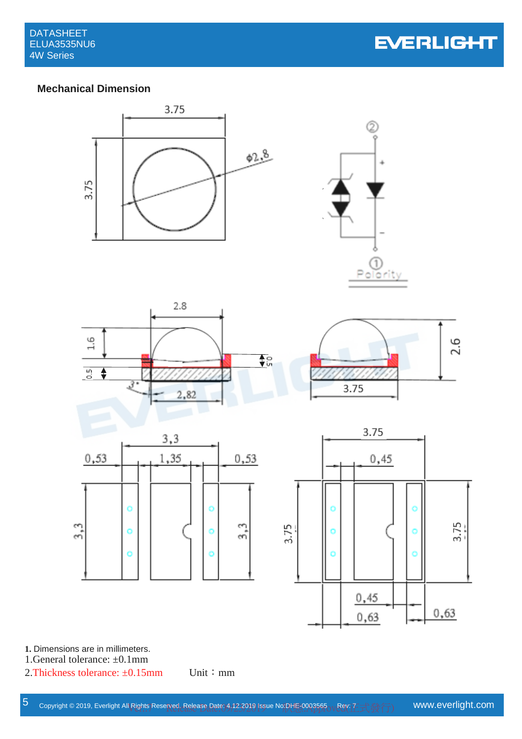## Mechanical Dimension

**1.** Dimensions are in millimeters.

1.General tolerance: ±0.1mm

2.Thickness tolerance: ±0.15mm        Unit：mm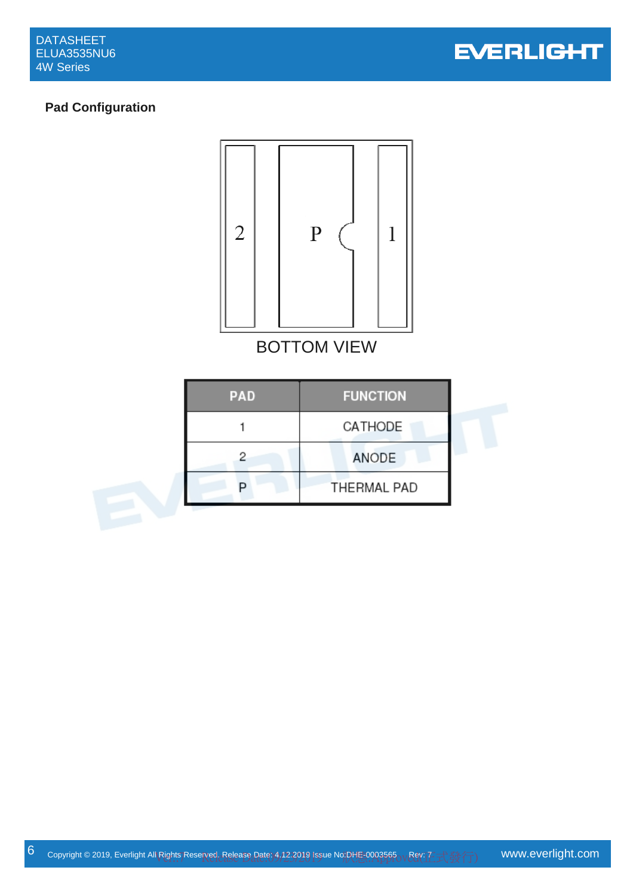## Pad Configuration

BOTTOM VIEW

| PAD | FUNCTION |
|---|---|
| 1 | CATHODE |
| 2 | ANODE |
| P | THERMAL PAD |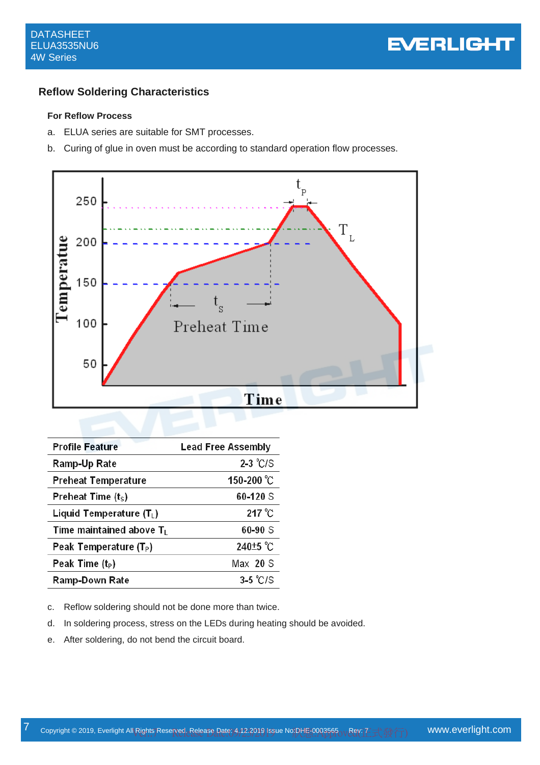## Reflow Soldering Characteristics

**For Reflow Process**

a. ELUA series are suitable for SMT processes.

b. Curing of glue in oven must be according to standard operation flow processes.

| Profile Feature | Lead Free Assembly |
|---|---|
| Ramp-Up Rate | 2-3 ℃/S |
| Preheat Temperature | 150-200 ℃ |
| Preheat Time ($t_S$) | 60-120 S |
| Liquid Temperature ($T_L$) | 217 ℃ |
| Time maintained above $T_L$ | 60-90 S |
| Peak Temperature ($T_P$) | 240±5 ℃ |
| Peak Time ($t_P$) | Max 20 S |
| Ramp-Down Rate | 3-5 ℃/S |

c. Reflow soldering should not be done more than twice.

d. In soldering process, stress on the LEDs during heating should be avoided.

e. After soldering, do not bend the circuit board.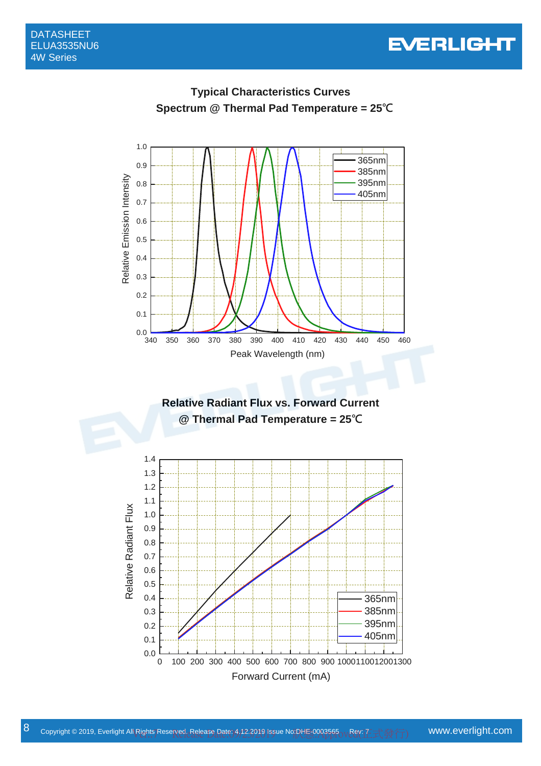## Typical Characteristics Curves

### Spectrum @ Thermal Pad Temperature = 25℃

Relative Emission Intensity

Peak Wavelength (nm)

365nm
385nm
395nm
405nm

### Relative Radiant Flux vs. Forward Current @ Thermal Pad Temperature = 25℃

Relative Radiant Flux

Forward Current (mA)

365nm
385nm
395nm
405nm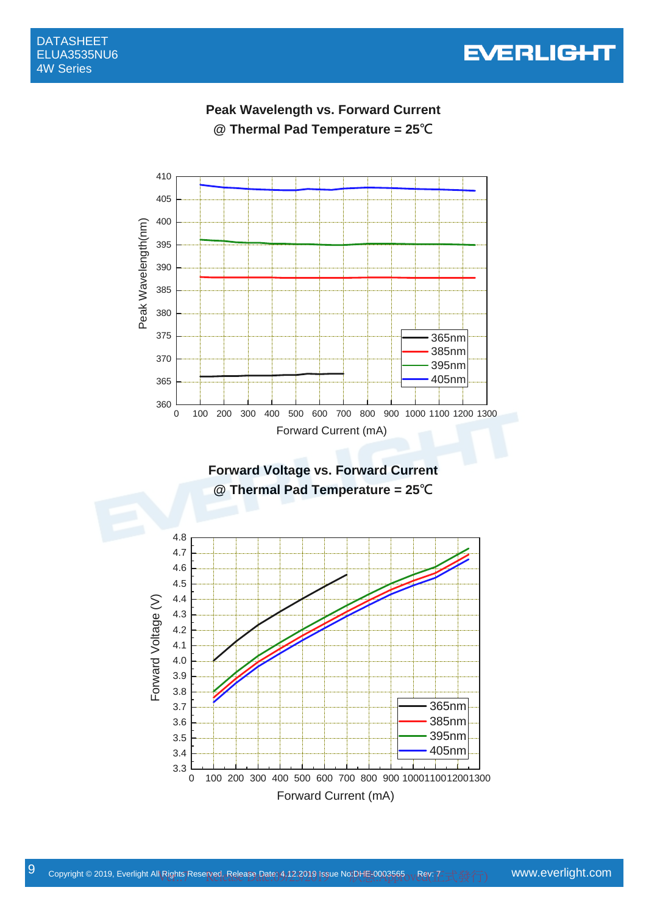## Peak Wavelength vs. Forward Current
## @ Thermal Pad Temperature = 25℃

Peak Wavelength(nm)

Forward Current (mA)

365nm
385nm
395nm
405nm

## Forward Voltage vs. Forward Current
## @ Thermal Pad Temperature = 25℃

Forward Voltage (V)

Forward Current (mA)

365nm
385nm
395nm
405nm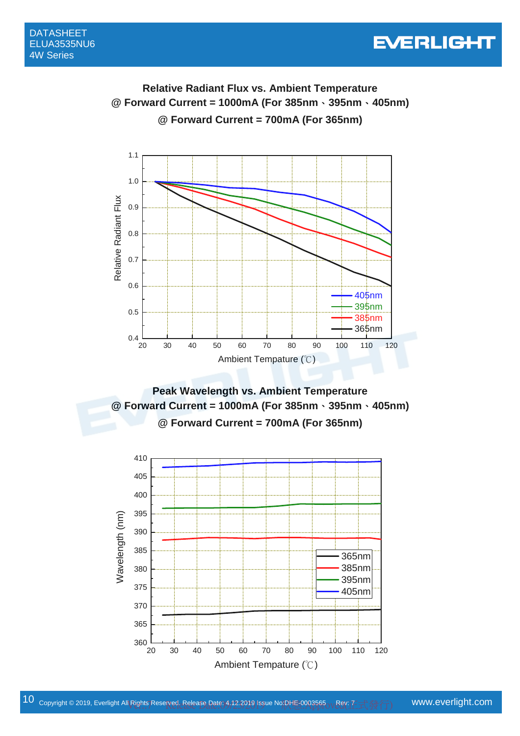**Relative Radiant Flux vs. Ambient Temperature**
**@ Forward Current = 1000mA (For 385nm、395nm、405nm)**
**@ Forward Current = 700mA (For 365nm)**

Relative Radiant Flux

Ambient Tempature (℃)

405nm
395nm
385nm
365nm

**Peak Wavelength vs. Ambient Temperature**
**@ Forward Current = 1000mA (For 385nm、395nm、405nm)**
**@ Forward Current = 700mA (For 365nm)**

Wavelength (nm)

Ambient Tempature (℃)

365nm
385nm
395nm
405nm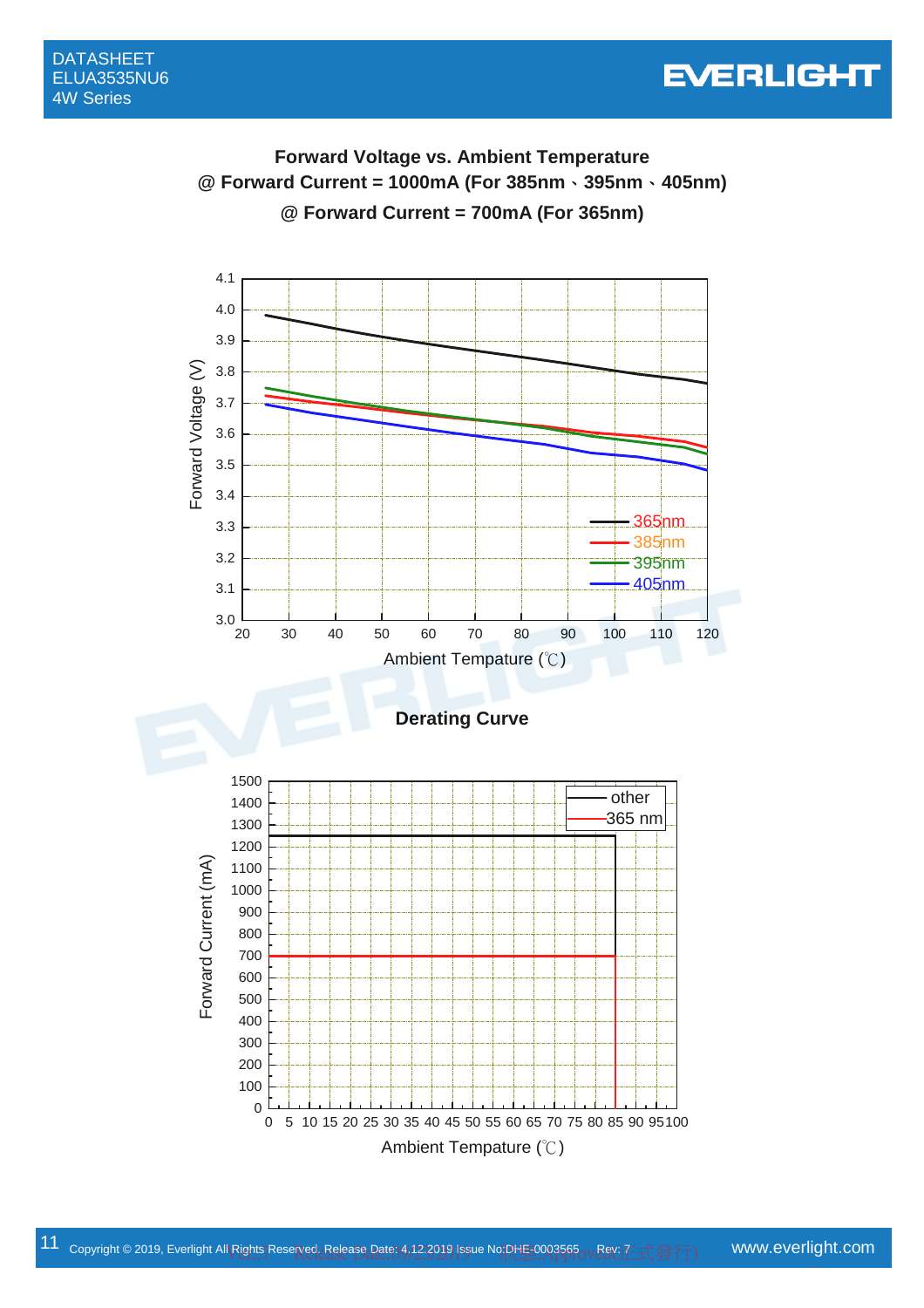**Forward Voltage vs. Ambient Temperature**
**@ Forward Current = 1000mA (For 385nm、395nm、405nm)**
**@ Forward Current = 700mA (For 365nm)**

**Derating Curve**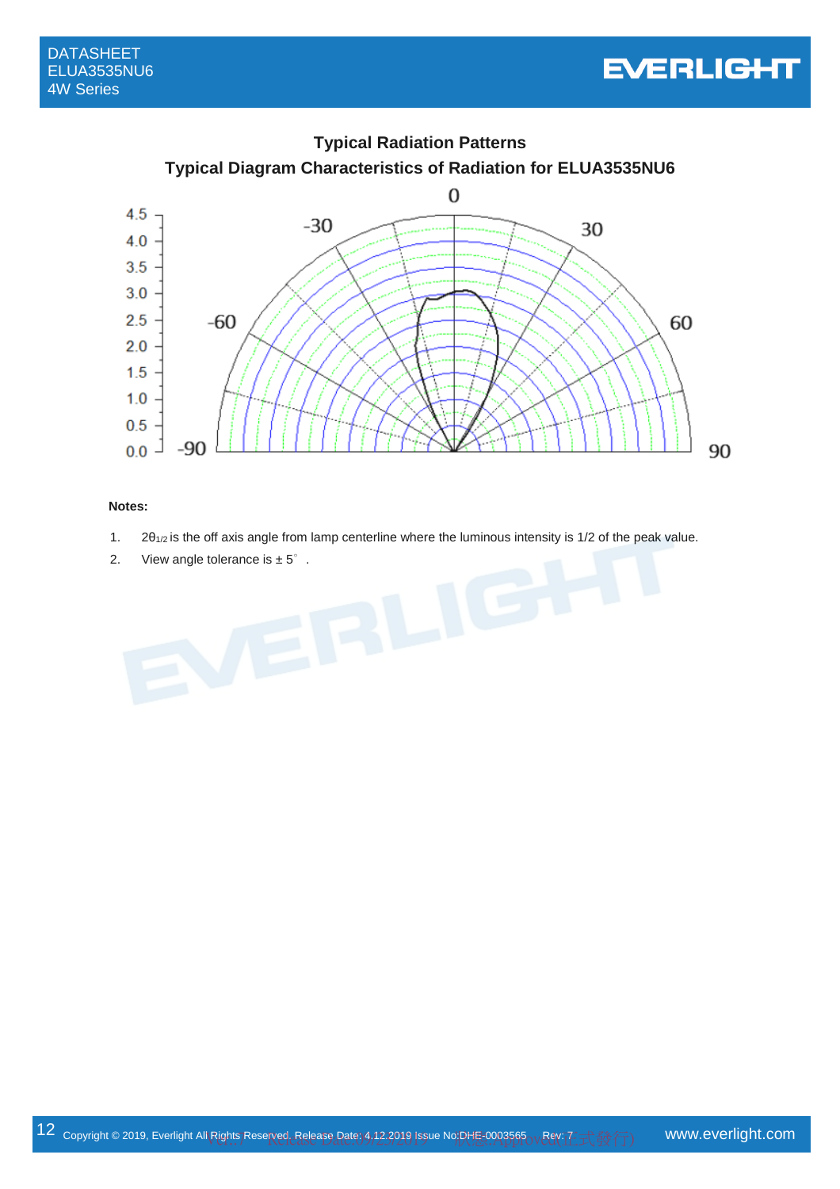## Typical Radiation Patterns

### Typical Diagram Characteristics of Radiation for ELUA3535NU6

**Notes:**

1. $2\theta_{1/2}$ is the off axis angle from lamp centerline where the luminous intensity is 1/2 of the peak value.
2. View angle tolerance is ± 5° .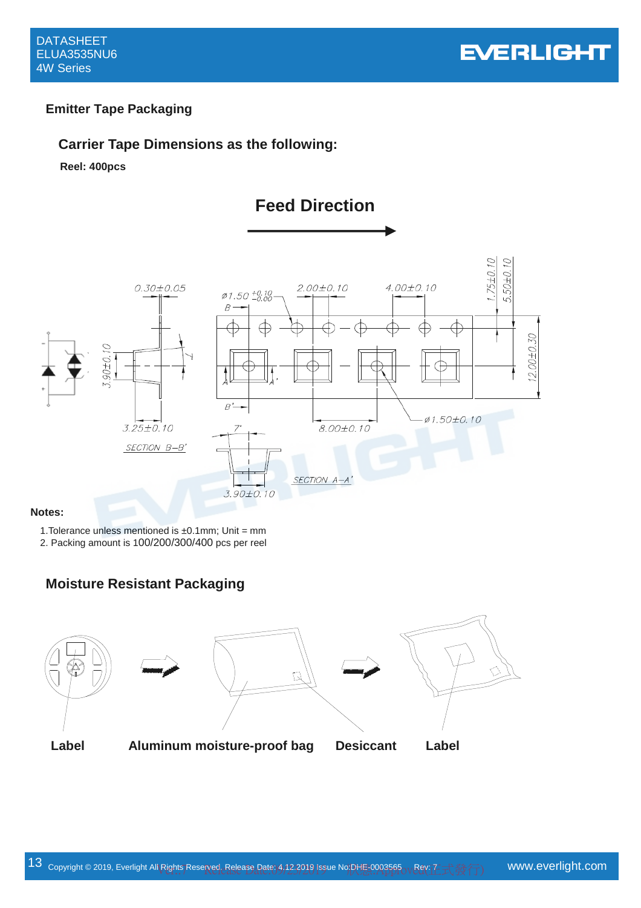## Emitter Tape Packaging

### Carrier Tape Dimensions as the following:

**Reel: 400pcs**

**Feed Direction**

**Notes:**

1.Tolerance unless mentioned is ±0.1mm; Unit = mm
2. Packing amount is 100/200/300/400 pcs per reel

## Moisture Resistant Packaging

**Label** **Aluminum moisture-proof bag** **Desiccant** **Label**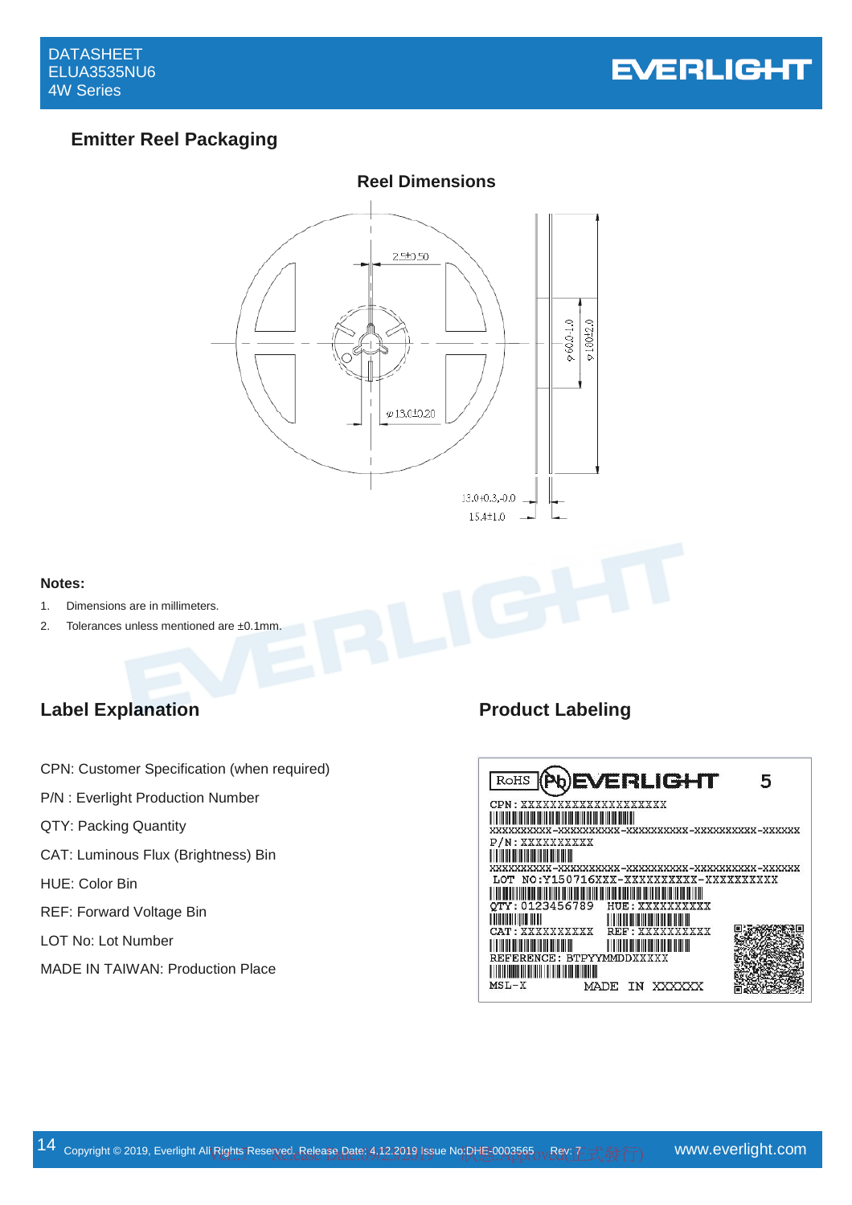## Emitter Reel Packaging

### Reel Dimensions

2.5±0.50

φ13.0±0.20

φ60.0±1.0

φ100±2.0

13.0+0.3,-0.0

15.4±1.0

**Notes:**

1. Dimensions are in millimeters.
2. Tolerances unless mentioned are ±0.1mm.

## Label Explanation

CPN: Customer Specification (when required)

P/N : Everlight Production Number

QTY: Packing Quantity

CAT: Luminous Flux (Brightness) Bin

HUE: Color Bin

REF: Forward Voltage Bin

LOT No: Lot Number

MADE IN TAIWAN: Production Place

## Product Labeling

RoHS Pb EVERLIGHT 5

CPN: XXXXXXXXXXXXXXXXXXXX

XXXXXXXXXX-XXXXXXXXXX-XXXXXXXXXX-XXXXXXXXXX-XXXXXX

P/N: XXXXXXXXXX

XXXXXXXXXX-XXXXXXXXXX-XXXXXXXXXX-XXXXXXXXXX-XXXXXX

LOT NO:Y150716XXX-XXXXXXXXXX-XXXXXXXXXX

QTY: 0123456789 HUE: XXXXXXXXXX

CAT: XXXXXXXXXX REF: XXXXXXXXXX

REFERENCE: BTPYYMMDDXXXXX

MSL-X MADE IN XXXXXX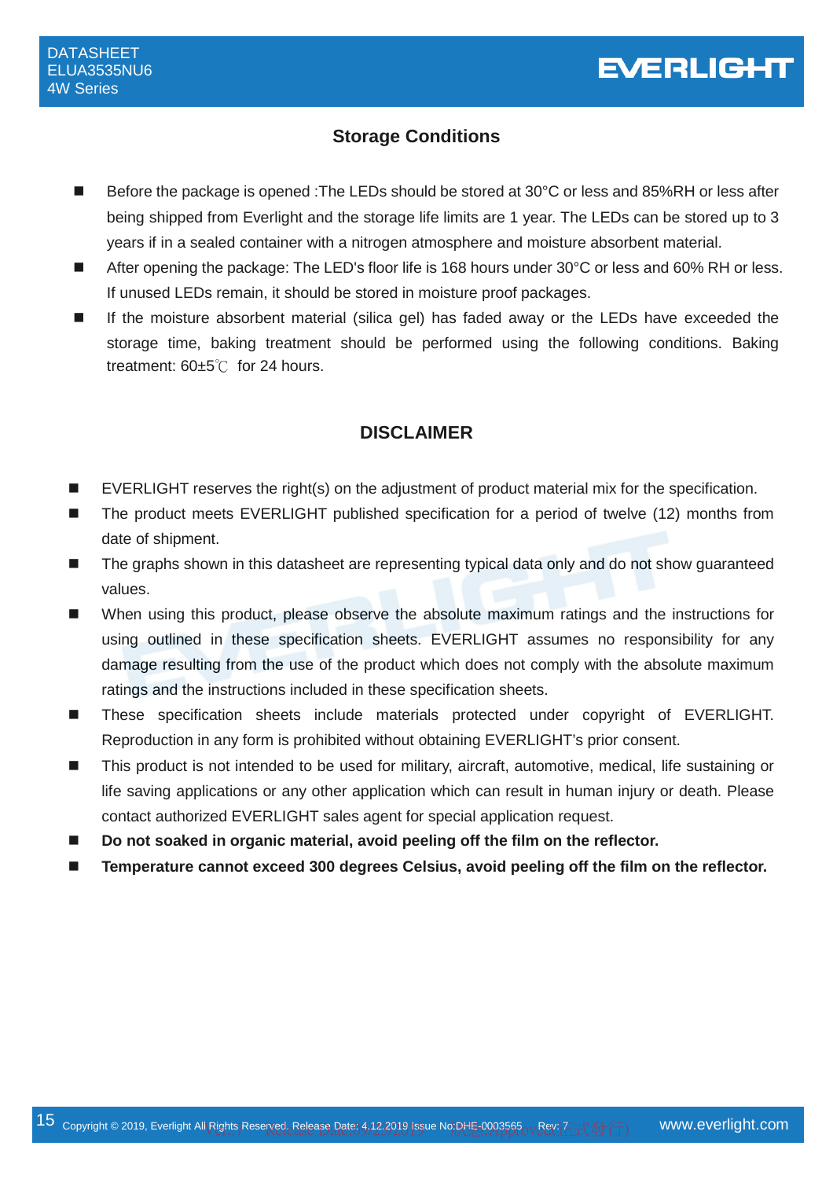## Storage Conditions

- Before the package is opened :The LEDs should be stored at 30°C or less and 85%RH or less after being shipped from Everlight and the storage life limits are 1 year. The LEDs can be stored up to 3 years if in a sealed container with a nitrogen atmosphere and moisture absorbent material.
- After opening the package: The LED's floor life is 168 hours under 30°C or less and 60% RH or less. If unused LEDs remain, it should be stored in moisture proof packages.
- If the moisture absorbent material (silica gel) has faded away or the LEDs have exceeded the storage time, baking treatment should be performed using the following conditions. Baking treatment: 60±5℃ for 24 hours.

## DISCLAIMER

- EVERLIGHT reserves the right(s) on the adjustment of product material mix for the specification.
- The product meets EVERLIGHT published specification for a period of twelve (12) months from date of shipment.
- The graphs shown in this datasheet are representing typical data only and do not show guaranteed values.
- When using this product, please observe the absolute maximum ratings and the instructions for using outlined in these specification sheets. EVERLIGHT assumes no responsibility for any damage resulting from the use of the product which does not comply with the absolute maximum ratings and the instructions included in these specification sheets.
- These specification sheets include materials protected under copyright of EVERLIGHT. Reproduction in any form is prohibited without obtaining EVERLIGHT's prior consent.
- This product is not intended to be used for military, aircraft, automotive, medical, life sustaining or life saving applications or any other application which can result in human injury or death. Please contact authorized EVERLIGHT sales agent for special application request.
- **Do not soaked in organic material, avoid peeling off the film on the reflector.**
- **Temperature cannot exceed 300 degrees Celsius, avoid peeling off the film on the reflector.**